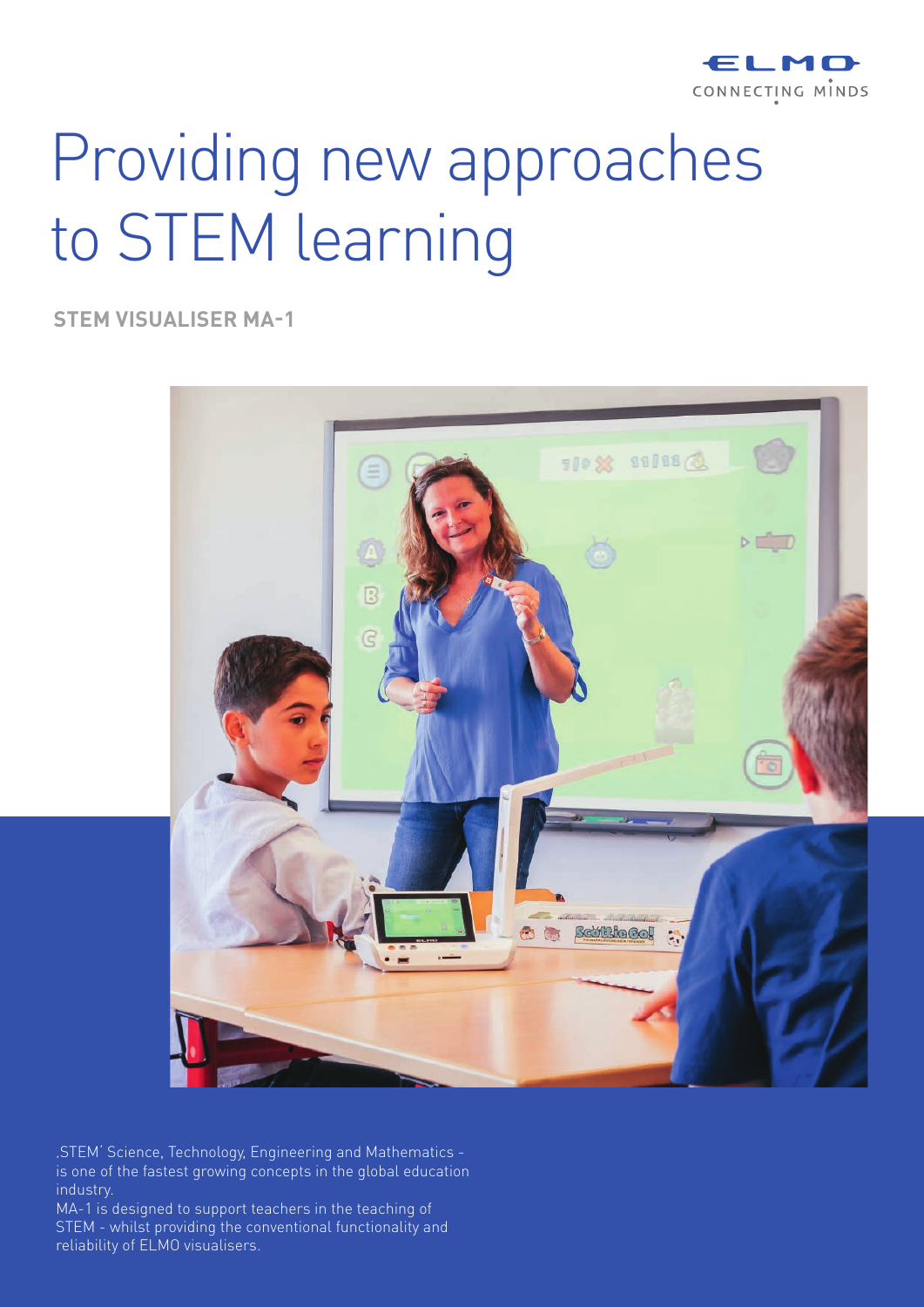# Providing new approaches to STEM learning

**STEM VISUALISER MA-1**

‚STEM' Science, Technology, Engineering and Mathematics - is one of the fastest growing concepts in the global education industry.

MA-1 is designed to support teachers in the teaching of STEM - whilst providing the conventional functionality and reliability of ELMO visualisers.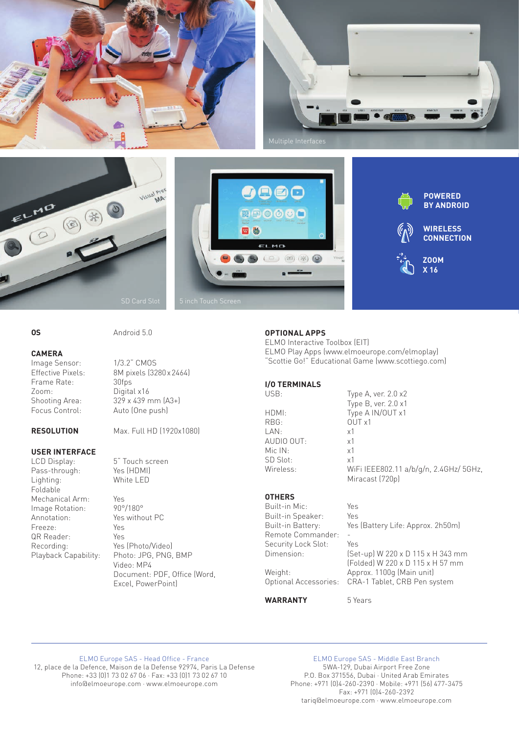Multiple Interfaces

SD Card Slot

5 inch Touch Screen

**POWERED BY ANDROID**

**WIRELESS CONNECTION**

**ZOOM X 16**

| | |
|---|---|
| **OS** | Android 5.0 |
| **CAMERA** | |
| Image Sensor: | 1/3.2" CMOS |
| Effective Pixels: | 8M pixels (3280 x 2464) |
| Frame Rate: | 30fps |
| Zoom: | Digital x16 |
| Shooting Area: | 329 x 439 mm (A3+) |
| Focus Control: | Auto (One push) |
| **RESOLUTION** | Max. Full HD (1920x1080) |
| **USER INTERFACE** | |
| LCD Display: | 5" Touch screen |
| Pass-through: | Yes (HDMI) |
| Lighting: | White LED |
| Foldable Mechanical Arm: | Yes |
| Image Rotation: | 90°/180° |
| Annotation: | Yes without PC |
| Freeze: | Yes |
| QR Reader: | Yes |
| Recording: | Yes (Photo/Video) |
| Playback Capability: | Photo: JPG, PNG, BMP<br>Video: MP4<br>Document: PDF, Office (Word, Excel, PowerPoint) |

**OPTIONAL APPS**

ELMO Interactive Toolbox (EIT)
ELMO Play Apps (www.elmoeurope.com/elmoplay)
"Scottie Go!" Educational Game (www.scottiego.com)

| | |
|---|---|
| **I/O TERMINALS** | |
| USB: | Type A, ver. 2.0 x2<br>Type B, ver. 2.0 x1 |
| HDMI: | Type A IN/OUT x1 |
| RBG: | OUT x1 |
| LAN: | x1 |
| AUDIO OUT: | x1 |
| Mic IN: | x1 |
| SD Slot: | x1 |
| Wireless: | WiFi IEEE802.11 a/b/g/n, 2.4GHz/ 5GHz, Miracast (720p) |
| **OTHERS** | |
| Built-in Mic: | Yes |
| Built-in Speaker: | Yes |
| Built-in Battery: | Yes (Battery Life: Approx. 2h50m) |
| Remote Commander: | - |
| Security Lock Slot: | Yes |
| Dimension: | (Set-up) W 220 x D 115 x H 343 mm<br>(Folded) W 220 x D 115 x H 57 mm |
| Weight: | Approx. 1100g (Main unit) |
| Optional Accessories: | CRA-1 Tablet, CRB Pen system |
| **WARRANTY** | 5 Years |

ELMO Europe SAS - Head Office - France
12, place de la Defence, Maison de la Defense 92974, Paris La Defense
Phone: +33 (0)1 73 02 67 06 · Fax: +33 (0)1 73 02 67 10
info@elmoeurope.com · www.elmoeurope.com

ELMO Europe SAS - Middle East Branch
5WA-129, Dubai Airport Free Zone
P.O. Box 371556, Dubai · United Arab Emirates
Phone: +971 (0)4-260-2390 · Mobile: +971 (56) 477-3475
Fax: +971 (0)4-260-2392
tariq@elmoeurope.com · www.elmoeurope.com